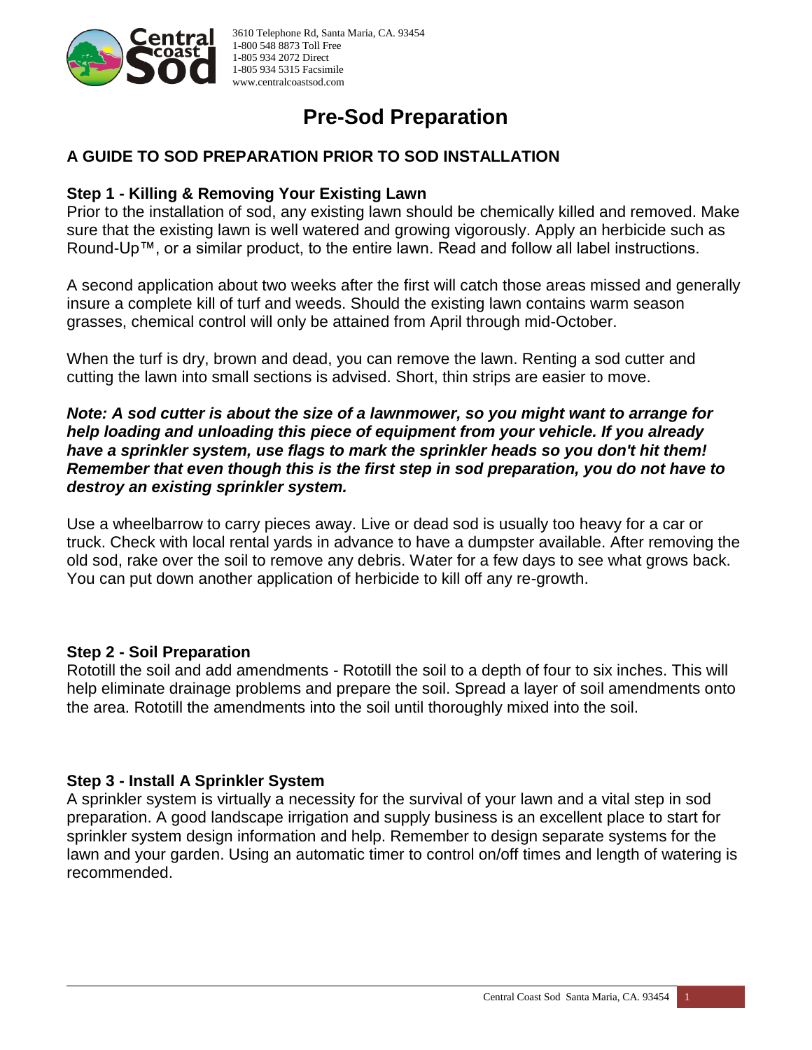3610 Telephone Rd, Santa Maria, CA. 93454
1-800 548 8873 Toll Free
1-805 934 2072 Direct
1-805 934 5315 Facsimile
www.centralcoastsod.com

# Pre-Sod Preparation

## A GUIDE TO SOD PREPARATION PRIOR TO SOD INSTALLATION

### Step 1 - Killing & Removing Your Existing Lawn

Prior to the installation of sod, any existing lawn should be chemically killed and removed. Make sure that the existing lawn is well watered and growing vigorously. Apply an herbicide such as Round-Up™, or a similar product, to the entire lawn. Read and follow all label instructions.

A second application about two weeks after the first will catch those areas missed and generally insure a complete kill of turf and weeds. Should the existing lawn contains warm season grasses, chemical control will only be attained from April through mid-October.

When the turf is dry, brown and dead, you can remove the lawn. Renting a sod cutter and cutting the lawn into small sections is advised. Short, thin strips are easier to move.

***Note: A sod cutter is about the size of a lawnmower, so you might want to arrange for help loading and unloading this piece of equipment from your vehicle. If you already have a sprinkler system, use flags to mark the sprinkler heads so you don't hit them! Remember that even though this is the first step in sod preparation, you do not have to destroy an existing sprinkler system.***

Use a wheelbarrow to carry pieces away. Live or dead sod is usually too heavy for a car or truck. Check with local rental yards in advance to have a dumpster available. After removing the old sod, rake over the soil to remove any debris. Water for a few days to see what grows back. You can put down another application of herbicide to kill off any re-growth.

### Step 2 - Soil Preparation

Rototill the soil and add amendments - Rototill the soil to a depth of four to six inches. This will help eliminate drainage problems and prepare the soil. Spread a layer of soil amendments onto the area. Rototill the amendments into the soil until thoroughly mixed into the soil.

### Step 3 - Install A Sprinkler System

A sprinkler system is virtually a necessity for the survival of your lawn and a vital step in sod preparation. A good landscape irrigation and supply business is an excellent place to start for sprinkler system design information and help. Remember to design separate systems for the lawn and your garden. Using an automatic timer to control on/off times and length of watering is recommended.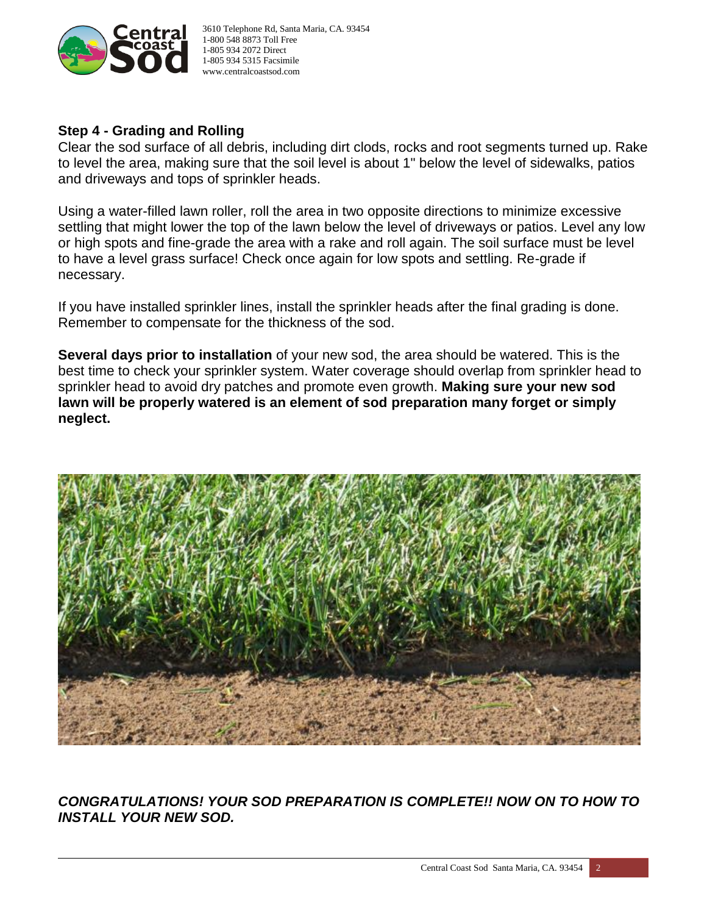## Step 4 - Grading and Rolling

Clear the sod surface of all debris, including dirt clods, rocks and root segments turned up. Rake to level the area, making sure that the soil level is about 1" below the level of sidewalks, patios and driveways and tops of sprinkler heads.

Using a water-filled lawn roller, roll the area in two opposite directions to minimize excessive settling that might lower the top of the lawn below the level of driveways or patios. Level any low or high spots and fine-grade the area with a rake and roll again. The soil surface must be level to have a level grass surface! Check once again for low spots and settling. Re-grade if necessary.

If you have installed sprinkler lines, install the sprinkler heads after the final grading is done. Remember to compensate for the thickness of the sod.

**Several days prior to installation** of your new sod, the area should be watered. This is the best time to check your sprinkler system. Water coverage should overlap from sprinkler head to sprinkler head to avoid dry patches and promote even growth. **Making sure your new sod lawn will be properly watered is an element of sod preparation many forget or simply neglect.**

***CONGRATULATIONS! YOUR SOD PREPARATION IS COMPLETE!! NOW ON TO HOW TO INSTALL YOUR NEW SOD.***